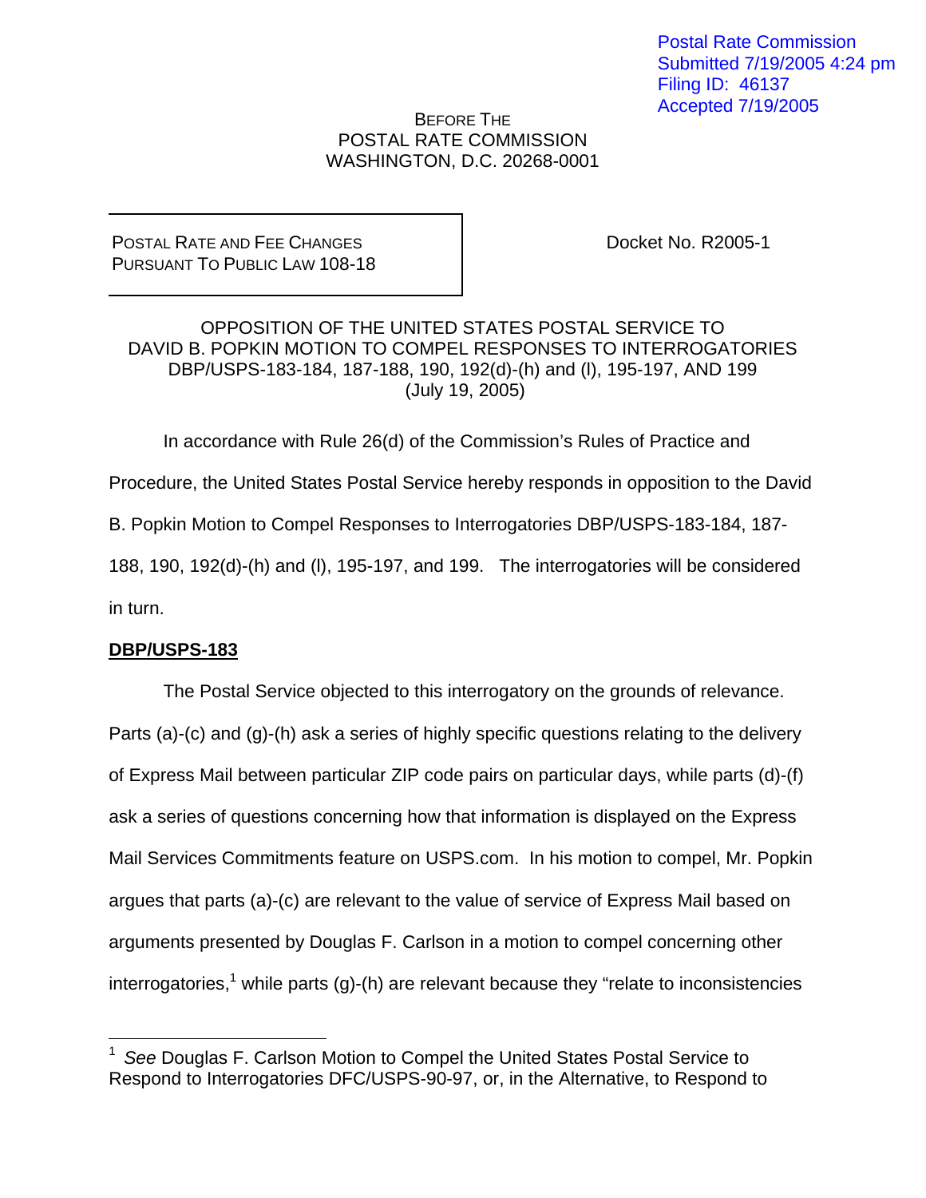Postal Rate Commission
Submitted 7/19/2005 4:24 pm
Filing ID: 46137
Accepted 7/19/2005

BEFORE THE
POSTAL RATE COMMISSION
WASHINGTON, D.C. 20268-0001

| POSTAL RATE AND FEE CHANGES PURSUANT TO PUBLIC LAW 108-18 | Docket No. R2005-1 |
|---|---|

OPPOSITION OF THE UNITED STATES POSTAL SERVICE TO
DAVID B. POPKIN MOTION TO COMPEL RESPONSES TO INTERROGATORIES
DBP/USPS-183-184, 187-188, 190, 192(d)-(h) and (l), 195-197, AND 199
(July 19, 2005)

In accordance with Rule 26(d) of the Commission's Rules of Practice and Procedure, the United States Postal Service hereby responds in opposition to the David B. Popkin Motion to Compel Responses to Interrogatories DBP/USPS-183-184, 187-188, 190, 192(d)-(h) and (l), 195-197, and 199. The interrogatories will be considered in turn.

**DBP/USPS-183**

The Postal Service objected to this interrogatory on the grounds of relevance. Parts (a)-(c) and (g)-(h) ask a series of highly specific questions relating to the delivery of Express Mail between particular ZIP code pairs on particular days, while parts (d)-(f) ask a series of questions concerning how that information is displayed on the Express Mail Services Commitments feature on USPS.com. In his motion to compel, Mr. Popkin argues that parts (a)-(c) are relevant to the value of service of Express Mail based on arguments presented by Douglas F. Carlson in a motion to compel concerning other interrogatories,[1] while parts (g)-(h) are relevant because they "relate to inconsistencies

[1] *See* Douglas F. Carlson Motion to Compel the United States Postal Service to Respond to Interrogatories DFC/USPS-90-97, or, in the Alternative, to Respond to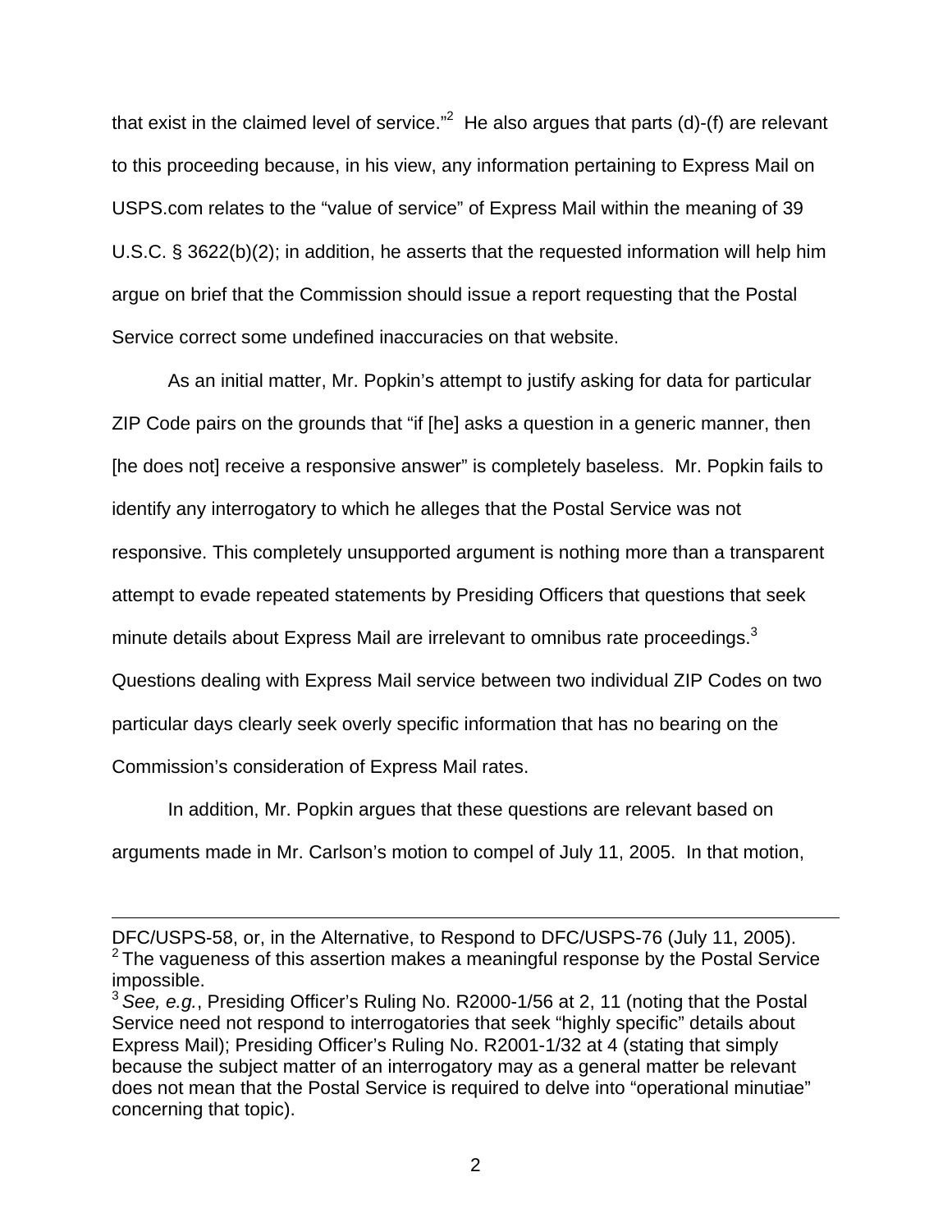that exist in the claimed level of service."[2] He also argues that parts (d)-(f) are relevant to this proceeding because, in his view, any information pertaining to Express Mail on USPS.com relates to the "value of service" of Express Mail within the meaning of 39 U.S.C. § 3622(b)(2); in addition, he asserts that the requested information will help him argue on brief that the Commission should issue a report requesting that the Postal Service correct some undefined inaccuracies on that website.

As an initial matter, Mr. Popkin's attempt to justify asking for data for particular ZIP Code pairs on the grounds that "if [he] asks a question in a generic manner, then [he does not] receive a responsive answer" is completely baseless. Mr. Popkin fails to identify any interrogatory to which he alleges that the Postal Service was not responsive. This completely unsupported argument is nothing more than a transparent attempt to evade repeated statements by Presiding Officers that questions that seek minute details about Express Mail are irrelevant to omnibus rate proceedings.[3] Questions dealing with Express Mail service between two individual ZIP Codes on two particular days clearly seek overly specific information that has no bearing on the Commission's consideration of Express Mail rates.

In addition, Mr. Popkin argues that these questions are relevant based on arguments made in Mr. Carlson's motion to compel of July 11, 2005. In that motion,

---

DFC/USPS-58, or, in the Alternative, to Respond to DFC/USPS-76 (July 11, 2005).

[2] The vagueness of this assertion makes a meaningful response by the Postal Service impossible.

[3] *See, e.g.*, Presiding Officer's Ruling No. R2000-1/56 at 2, 11 (noting that the Postal Service need not respond to interrogatories that seek "highly specific" details about Express Mail); Presiding Officer's Ruling No. R2001-1/32 at 4 (stating that simply because the subject matter of an interrogatory may as a general matter be relevant does not mean that the Postal Service is required to delve into "operational minutiae" concerning that topic).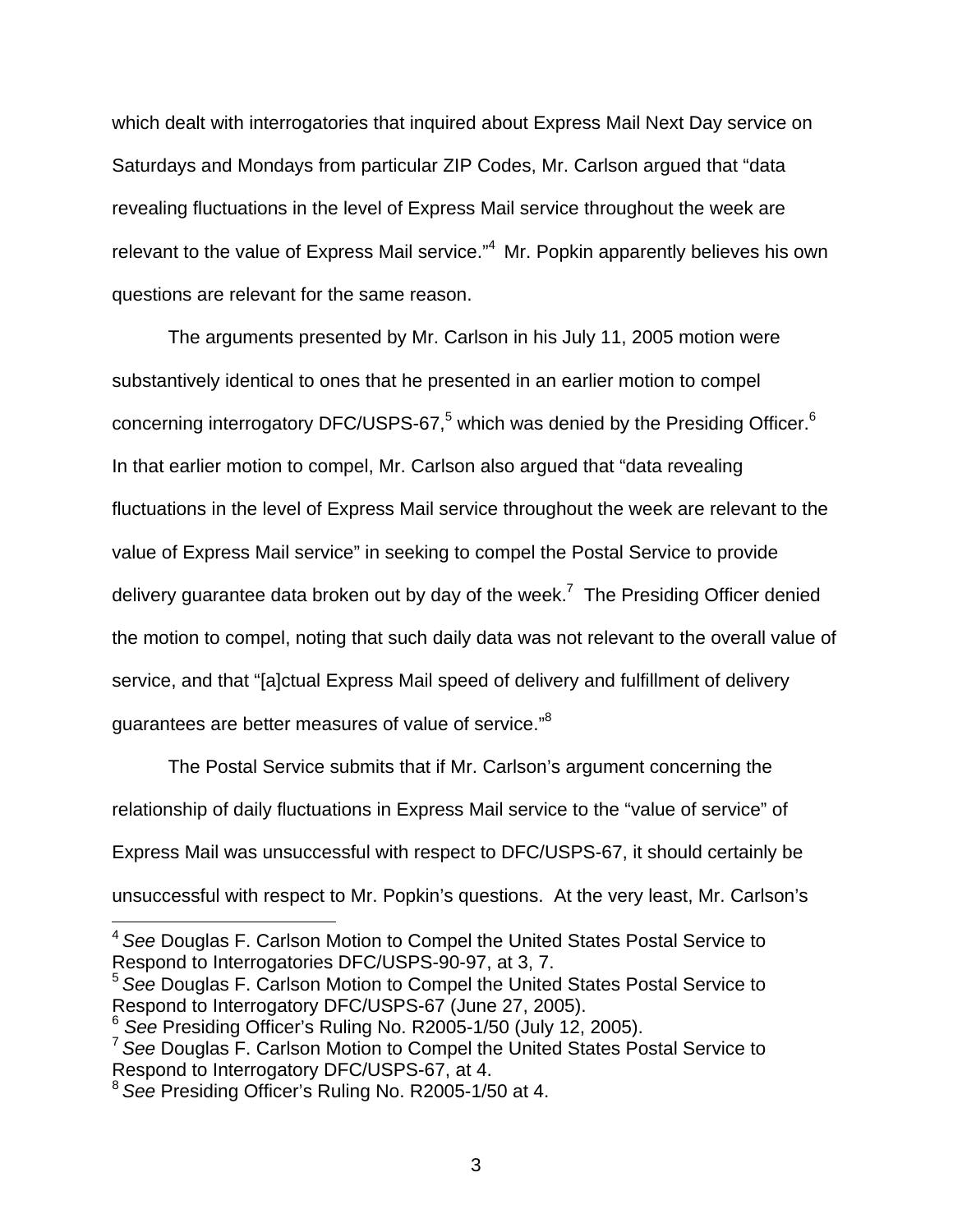which dealt with interrogatories that inquired about Express Mail Next Day service on Saturdays and Mondays from particular ZIP Codes, Mr. Carlson argued that "data revealing fluctuations in the level of Express Mail service throughout the week are relevant to the value of Express Mail service."[4] Mr. Popkin apparently believes his own questions are relevant for the same reason.

The arguments presented by Mr. Carlson in his July 11, 2005 motion were substantively identical to ones that he presented in an earlier motion to compel concerning interrogatory DFC/USPS-67,[5] which was denied by the Presiding Officer.[6] In that earlier motion to compel, Mr. Carlson also argued that "data revealing fluctuations in the level of Express Mail service throughout the week are relevant to the value of Express Mail service" in seeking to compel the Postal Service to provide delivery guarantee data broken out by day of the week.[7] The Presiding Officer denied the motion to compel, noting that such daily data was not relevant to the overall value of service, and that "[a]ctual Express Mail speed of delivery and fulfillment of delivery guarantees are better measures of value of service."[8]

The Postal Service submits that if Mr. Carlson's argument concerning the relationship of daily fluctuations in Express Mail service to the "value of service" of Express Mail was unsuccessful with respect to DFC/USPS-67, it should certainly be unsuccessful with respect to Mr. Popkin's questions. At the very least, Mr. Carlson's

---

[4] *See* Douglas F. Carlson Motion to Compel the United States Postal Service to Respond to Interrogatories DFC/USPS-90-97, at 3, 7.

[5] *See* Douglas F. Carlson Motion to Compel the United States Postal Service to Respond to Interrogatory DFC/USPS-67 (June 27, 2005).

[6] *See* Presiding Officer's Ruling No. R2005-1/50 (July 12, 2005).

[7] *See* Douglas F. Carlson Motion to Compel the United States Postal Service to Respond to Interrogatory DFC/USPS-67, at 4.

[8] *See* Presiding Officer's Ruling No. R2005-1/50 at 4.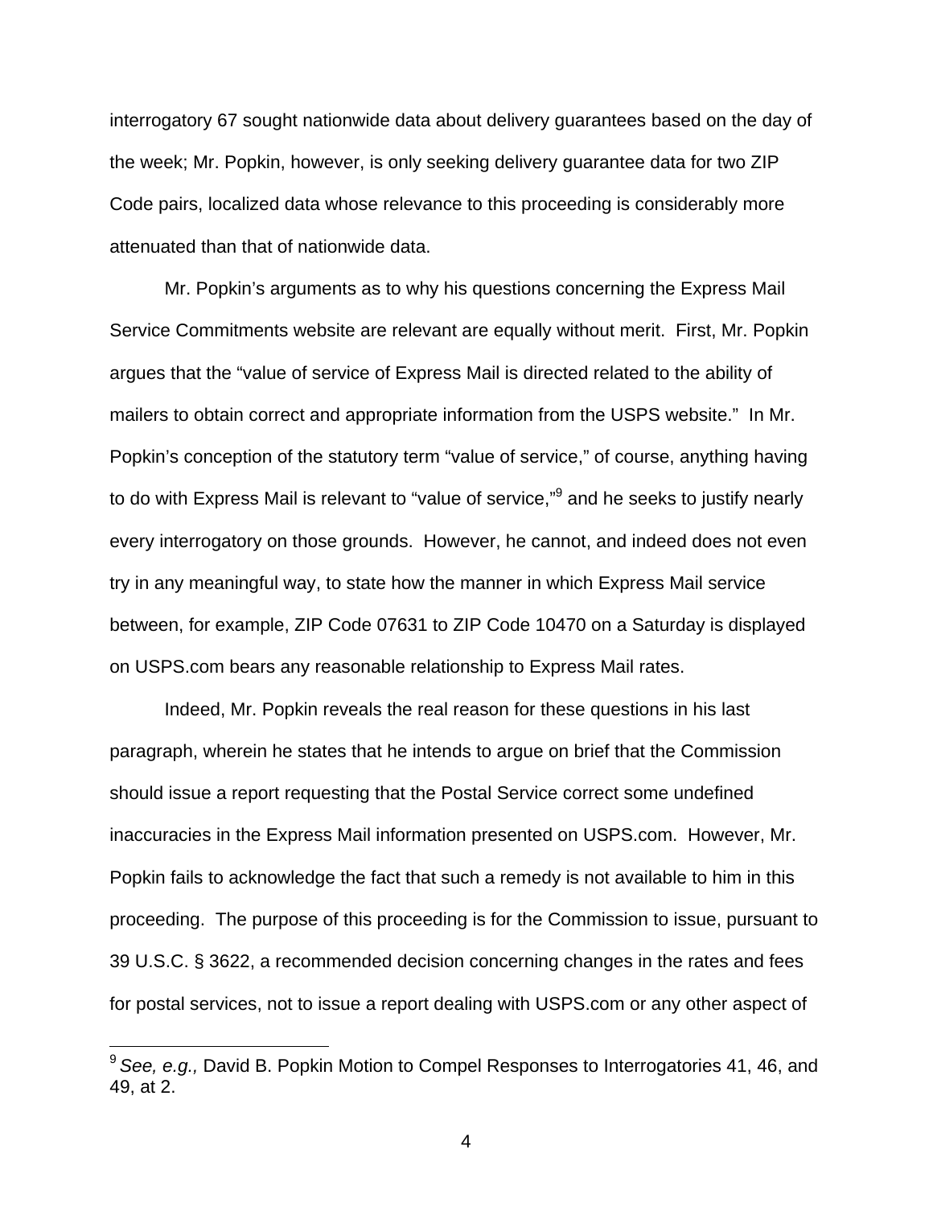interrogatory 67 sought nationwide data about delivery guarantees based on the day of the week; Mr. Popkin, however, is only seeking delivery guarantee data for two ZIP Code pairs, localized data whose relevance to this proceeding is considerably more attenuated than that of nationwide data.

Mr. Popkin's arguments as to why his questions concerning the Express Mail Service Commitments website are relevant are equally without merit. First, Mr. Popkin argues that the "value of service of Express Mail is directed related to the ability of mailers to obtain correct and appropriate information from the USPS website." In Mr. Popkin's conception of the statutory term "value of service," of course, anything having to do with Express Mail is relevant to "value of service,"[9] and he seeks to justify nearly every interrogatory on those grounds. However, he cannot, and indeed does not even try in any meaningful way, to state how the manner in which Express Mail service between, for example, ZIP Code 07631 to ZIP Code 10470 on a Saturday is displayed on USPS.com bears any reasonable relationship to Express Mail rates.

Indeed, Mr. Popkin reveals the real reason for these questions in his last paragraph, wherein he states that he intends to argue on brief that the Commission should issue a report requesting that the Postal Service correct some undefined inaccuracies in the Express Mail information presented on USPS.com. However, Mr. Popkin fails to acknowledge the fact that such a remedy is not available to him in this proceeding. The purpose of this proceeding is for the Commission to issue, pursuant to 39 U.S.C. § 3622, a recommended decision concerning changes in the rates and fees for postal services, not to issue a report dealing with USPS.com or any other aspect of

[9] *See, e.g.,* David B. Popkin Motion to Compel Responses to Interrogatories 41, 46, and 49, at 2.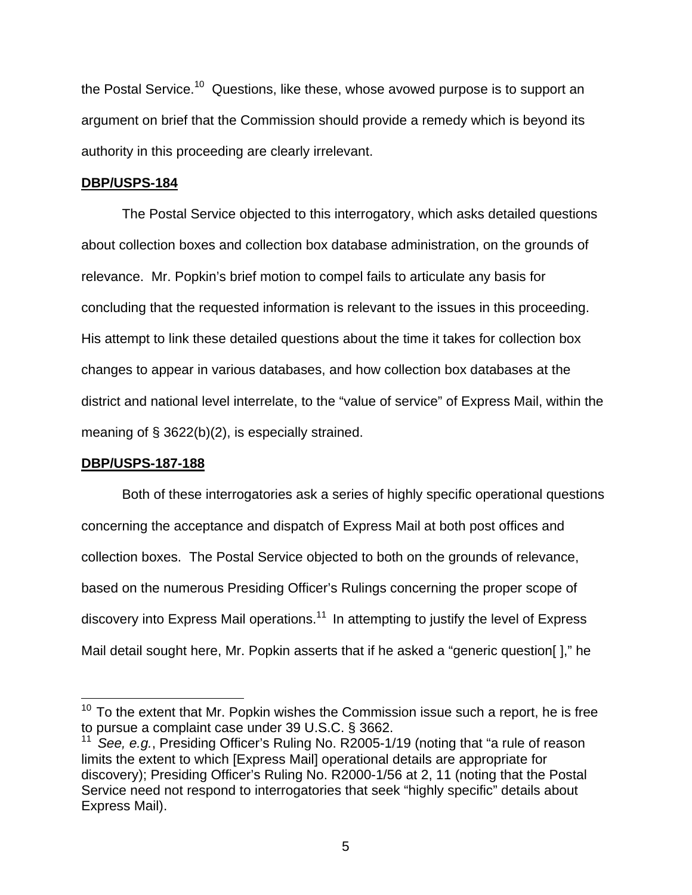the Postal Service.[10] Questions, like these, whose avowed purpose is to support an argument on brief that the Commission should provide a remedy which is beyond its authority in this proceeding are clearly irrelevant.

**DBP/USPS-184**

The Postal Service objected to this interrogatory, which asks detailed questions about collection boxes and collection box database administration, on the grounds of relevance. Mr. Popkin's brief motion to compel fails to articulate any basis for concluding that the requested information is relevant to the issues in this proceeding. His attempt to link these detailed questions about the time it takes for collection box changes to appear in various databases, and how collection box databases at the district and national level interrelate, to the "value of service" of Express Mail, within the meaning of § 3622(b)(2), is especially strained.

**DBP/USPS-187-188**

Both of these interrogatories ask a series of highly specific operational questions concerning the acceptance and dispatch of Express Mail at both post offices and collection boxes. The Postal Service objected to both on the grounds of relevance, based on the numerous Presiding Officer's Rulings concerning the proper scope of discovery into Express Mail operations.[11] In attempting to justify the level of Express Mail detail sought here, Mr. Popkin asserts that if he asked a "generic question[ ]," he

---

[10] To the extent that Mr. Popkin wishes the Commission issue such a report, he is free to pursue a complaint case under 39 U.S.C. § 3662.

[11] *See, e.g.*, Presiding Officer's Ruling No. R2005-1/19 (noting that "a rule of reason limits the extent to which [Express Mail] operational details are appropriate for discovery); Presiding Officer's Ruling No. R2000-1/56 at 2, 11 (noting that the Postal Service need not respond to interrogatories that seek "highly specific" details about Express Mail).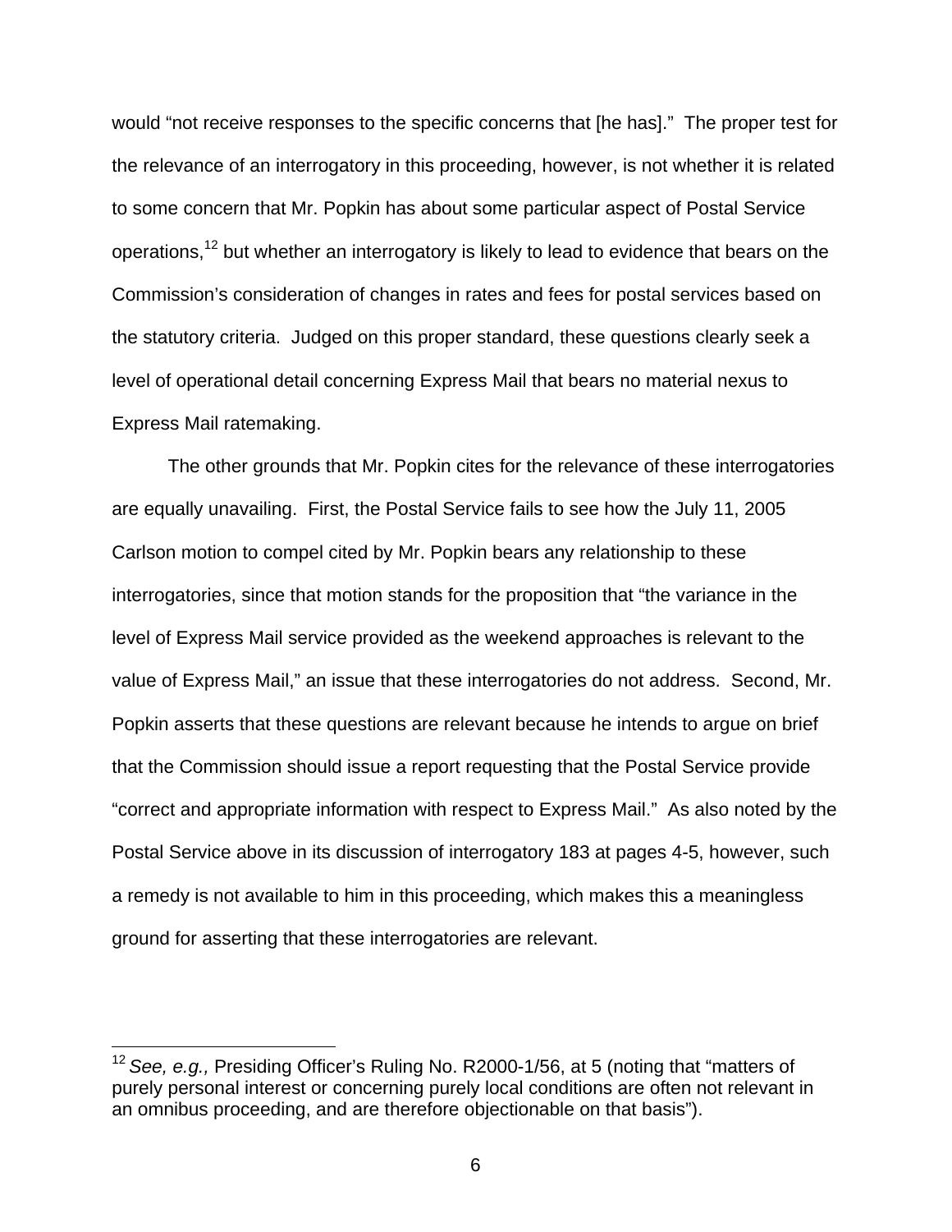would "not receive responses to the specific concerns that [he has]." The proper test for the relevance of an interrogatory in this proceeding, however, is not whether it is related to some concern that Mr. Popkin has about some particular aspect of Postal Service operations,[12] but whether an interrogatory is likely to lead to evidence that bears on the Commission's consideration of changes in rates and fees for postal services based on the statutory criteria. Judged on this proper standard, these questions clearly seek a level of operational detail concerning Express Mail that bears no material nexus to Express Mail ratemaking.

The other grounds that Mr. Popkin cites for the relevance of these interrogatories are equally unavailing. First, the Postal Service fails to see how the July 11, 2005 Carlson motion to compel cited by Mr. Popkin bears any relationship to these interrogatories, since that motion stands for the proposition that "the variance in the level of Express Mail service provided as the weekend approaches is relevant to the value of Express Mail," an issue that these interrogatories do not address. Second, Mr. Popkin asserts that these questions are relevant because he intends to argue on brief that the Commission should issue a report requesting that the Postal Service provide "correct and appropriate information with respect to Express Mail." As also noted by the Postal Service above in its discussion of interrogatory 183 at pages 4-5, however, such a remedy is not available to him in this proceeding, which makes this a meaningless ground for asserting that these interrogatories are relevant.

---

[12] *See, e.g.,* Presiding Officer's Ruling No. R2000-1/56, at 5 (noting that "matters of purely personal interest or concerning purely local conditions are often not relevant in an omnibus proceeding, and are therefore objectionable on that basis").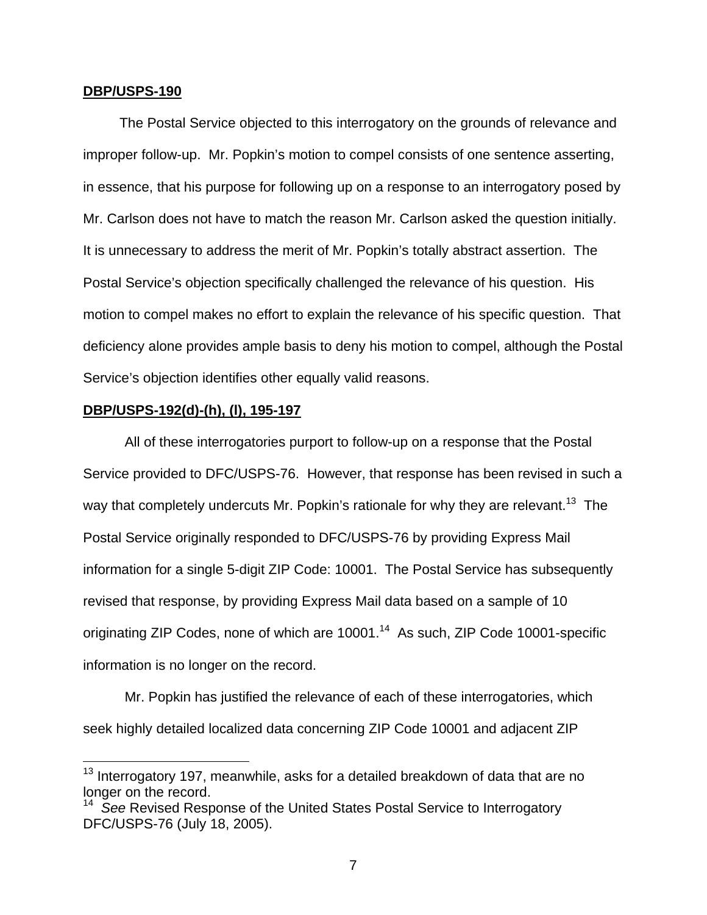**DBP/USPS-190**

The Postal Service objected to this interrogatory on the grounds of relevance and improper follow-up. Mr. Popkin's motion to compel consists of one sentence asserting, in essence, that his purpose for following up on a response to an interrogatory posed by Mr. Carlson does not have to match the reason Mr. Carlson asked the question initially. It is unnecessary to address the merit of Mr. Popkin's totally abstract assertion. The Postal Service's objection specifically challenged the relevance of his question. His motion to compel makes no effort to explain the relevance of his specific question. That deficiency alone provides ample basis to deny his motion to compel, although the Postal Service's objection identifies other equally valid reasons.

**DBP/USPS-192(d)-(h), (l), 195-197**

All of these interrogatories purport to follow-up on a response that the Postal Service provided to DFC/USPS-76. However, that response has been revised in such a way that completely undercuts Mr. Popkin's rationale for why they are relevant.[13] The Postal Service originally responded to DFC/USPS-76 by providing Express Mail information for a single 5-digit ZIP Code: 10001. The Postal Service has subsequently revised that response, by providing Express Mail data based on a sample of 10 originating ZIP Codes, none of which are 10001.[14] As such, ZIP Code 10001-specific information is no longer on the record.

Mr. Popkin has justified the relevance of each of these interrogatories, which seek highly detailed localized data concerning ZIP Code 10001 and adjacent ZIP

---

[13] Interrogatory 197, meanwhile, asks for a detailed breakdown of data that are no longer on the record.

[14] *See* Revised Response of the United States Postal Service to Interrogatory DFC/USPS-76 (July 18, 2005).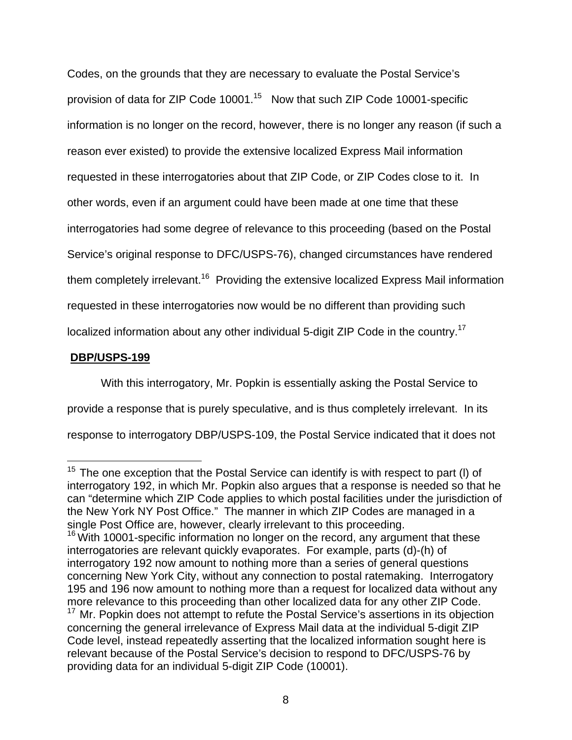Codes, on the grounds that they are necessary to evaluate the Postal Service's provision of data for ZIP Code 10001.[15] Now that such ZIP Code 10001-specific information is no longer on the record, however, there is no longer any reason (if such a reason ever existed) to provide the extensive localized Express Mail information requested in these interrogatories about that ZIP Code, or ZIP Codes close to it. In other words, even if an argument could have been made at one time that these interrogatories had some degree of relevance to this proceeding (based on the Postal Service's original response to DFC/USPS-76), changed circumstances have rendered them completely irrelevant.[16] Providing the extensive localized Express Mail information requested in these interrogatories now would be no different than providing such localized information about any other individual 5-digit ZIP Code in the country.[17]

**DBP/USPS-199**

With this interrogatory, Mr. Popkin is essentially asking the Postal Service to provide a response that is purely speculative, and is thus completely irrelevant. In its response to interrogatory DBP/USPS-109, the Postal Service indicated that it does not

---

[15] The one exception that the Postal Service can identify is with respect to part (l) of interrogatory 192, in which Mr. Popkin also argues that a response is needed so that he can "determine which ZIP Code applies to which postal facilities under the jurisdiction of the New York NY Post Office." The manner in which ZIP Codes are managed in a single Post Office are, however, clearly irrelevant to this proceeding.

[16] With 10001-specific information no longer on the record, any argument that these interrogatories are relevant quickly evaporates. For example, parts (d)-(h) of interrogatory 192 now amount to nothing more than a series of general questions concerning New York City, without any connection to postal ratemaking. Interrogatory 195 and 196 now amount to nothing more than a request for localized data without any more relevance to this proceeding than other localized data for any other ZIP Code.

[17] Mr. Popkin does not attempt to refute the Postal Service's assertions in its objection concerning the general irrelevance of Express Mail data at the individual 5-digit ZIP Code level, instead repeatedly asserting that the localized information sought here is relevant because of the Postal Service's decision to respond to DFC/USPS-76 by providing data for an individual 5-digit ZIP Code (10001).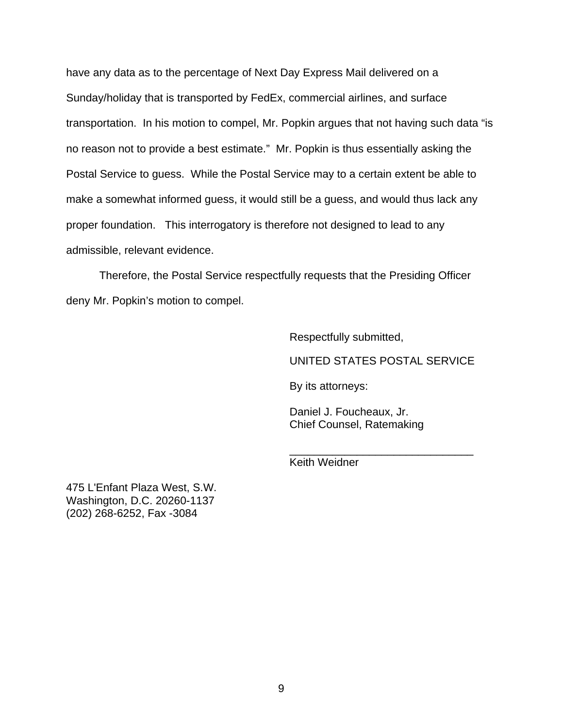have any data as to the percentage of Next Day Express Mail delivered on a Sunday/holiday that is transported by FedEx, commercial airlines, and surface transportation. In his motion to compel, Mr. Popkin argues that not having such data "is no reason not to provide a best estimate." Mr. Popkin is thus essentially asking the Postal Service to guess. While the Postal Service may to a certain extent be able to make a somewhat informed guess, it would still be a guess, and would thus lack any proper foundation. This interrogatory is therefore not designed to lead to any admissible, relevant evidence.

Therefore, the Postal Service respectfully requests that the Presiding Officer deny Mr. Popkin's motion to compel.

Respectfully submitted,

UNITED STATES POSTAL SERVICE

By its attorneys:

Daniel J. Foucheaux, Jr.
Chief Counsel, Ratemaking

_______________________________
Keith Weidner

475 L'Enfant Plaza West, S.W.
Washington, D.C. 20260-1137
(202) 268-6252, Fax -3084